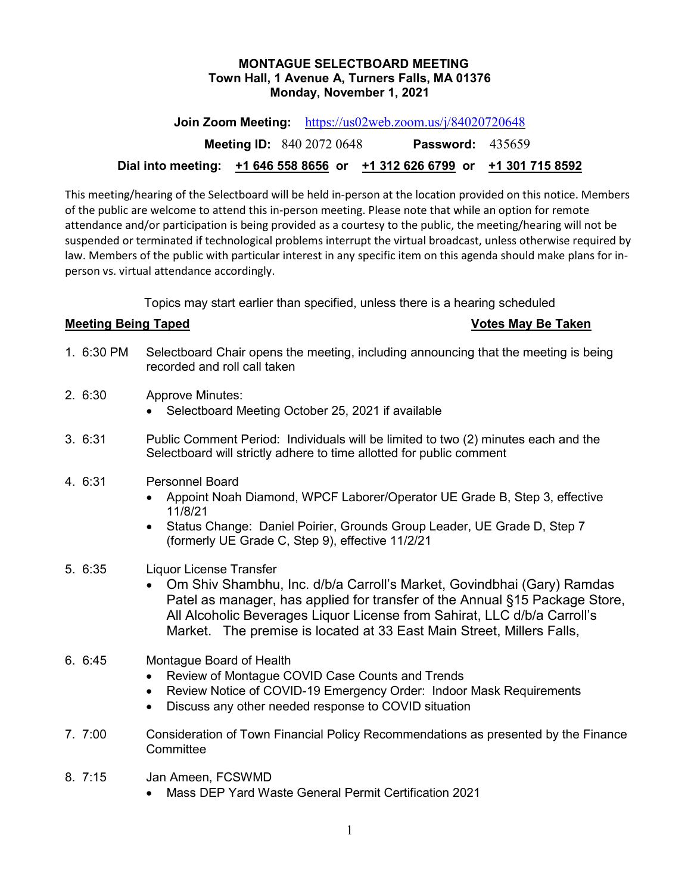# MONTAGUE SELECTBOARD MEETING
## Town Hall, 1 Avenue A, Turners Falls, MA 01376
## Monday, November 1, 2021

**Join Zoom Meeting:** https://us02web.zoom.us/j/84020720648

**Meeting ID:** 840 2072 0648 **Password:** 435659

**Dial into meeting:** **+1 646 558 8656** **or** **+1 312 626 6799** **or** **+1 301 715 8592**

This meeting/hearing of the Selectboard will be held in-person at the location provided on this notice. Members of the public are welcome to attend this in-person meeting. Please note that while an option for remote attendance and/or participation is being provided as a courtesy to the public, the meeting/hearing will not be suspended or terminated if technological problems interrupt the virtual broadcast, unless otherwise required by law. Members of the public with particular interest in any specific item on this agenda should make plans for in-person vs. virtual attendance accordingly.

Topics may start earlier than specified, unless there is a hearing scheduled

**Meeting Being Taped** **Votes May Be Taken**

1. 6:30 PM Selectboard Chair opens the meeting, including announcing that the meeting is being recorded and roll call taken

2. 6:30 Approve Minutes:
   - Selectboard Meeting October 25, 2021 if available

3. 6:31 Public Comment Period: Individuals will be limited to two (2) minutes each and the Selectboard will strictly adhere to time allotted for public comment

4. 6:31 Personnel Board
   - Appoint Noah Diamond, WPCF Laborer/Operator UE Grade B, Step 3, effective 11/8/21
   - Status Change: Daniel Poirier, Grounds Group Leader, UE Grade D, Step 7 (formerly UE Grade C, Step 9), effective 11/2/21

5. 6:35 Liquor License Transfer
   - Om Shiv Shambhu, Inc. d/b/a Carroll's Market, Govindbhai (Gary) Ramdas Patel as manager, has applied for transfer of the Annual §15 Package Store, All Alcoholic Beverages Liquor License from Sahirat, LLC d/b/a Carroll's Market. The premise is located at 33 East Main Street, Millers Falls,

6. 6:45 Montague Board of Health
   - Review of Montague COVID Case Counts and Trends
   - Review Notice of COVID-19 Emergency Order: Indoor Mask Requirements
   - Discuss any other needed response to COVID situation

7. 7:00 Consideration of Town Financial Policy Recommendations as presented by the Finance Committee

8. 7:15 Jan Ameen, FCSWMD
   - Mass DEP Yard Waste General Permit Certification 2021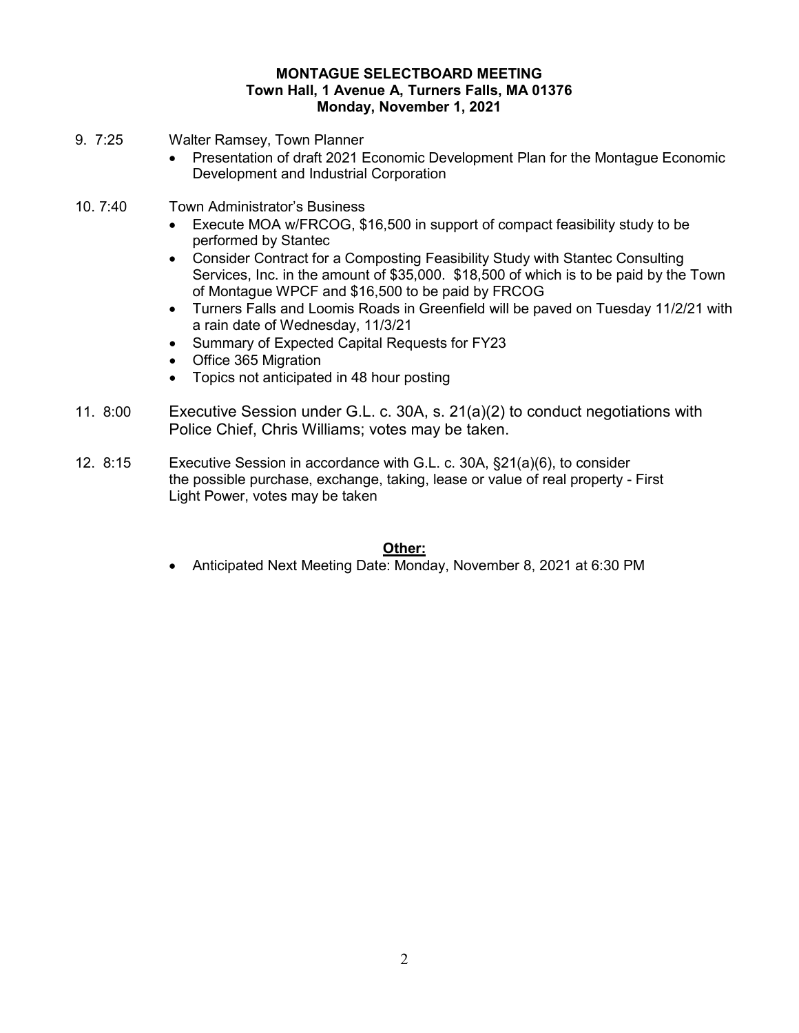**MONTAGUE SELECTBOARD MEETING**
**Town Hall, 1 Avenue A, Turners Falls, MA 01376**
**Monday, November 1, 2021**

9. 7:25 Walter Ramsey, Town Planner
   - Presentation of draft 2021 Economic Development Plan for the Montague Economic Development and Industrial Corporation

10. 7:40 Town Administrator's Business
    - Execute MOA w/FRCOG, $16,500 in support of compact feasibility study to be performed by Stantec
    - Consider Contract for a Composting Feasibility Study with Stantec Consulting Services, Inc. in the amount of $35,000. $18,500 of which is to be paid by the Town of Montague WPCF and $16,500 to be paid by FRCOG
    - Turners Falls and Loomis Roads in Greenfield will be paved on Tuesday 11/2/21 with a rain date of Wednesday, 11/3/21
    - Summary of Expected Capital Requests for FY23
    - Office 365 Migration
    - Topics not anticipated in 48 hour posting

11. 8:00 Executive Session under G.L. c. 30A, s. 21(a)(2) to conduct negotiations with Police Chief, Chris Williams; votes may be taken.

12. 8:15 Executive Session in accordance with G.L. c. 30A, §21(a)(6), to consider the possible purchase, exchange, taking, lease or value of real property - First Light Power, votes may be taken

**Other:**

- Anticipated Next Meeting Date: Monday, November 8, 2021 at 6:30 PM